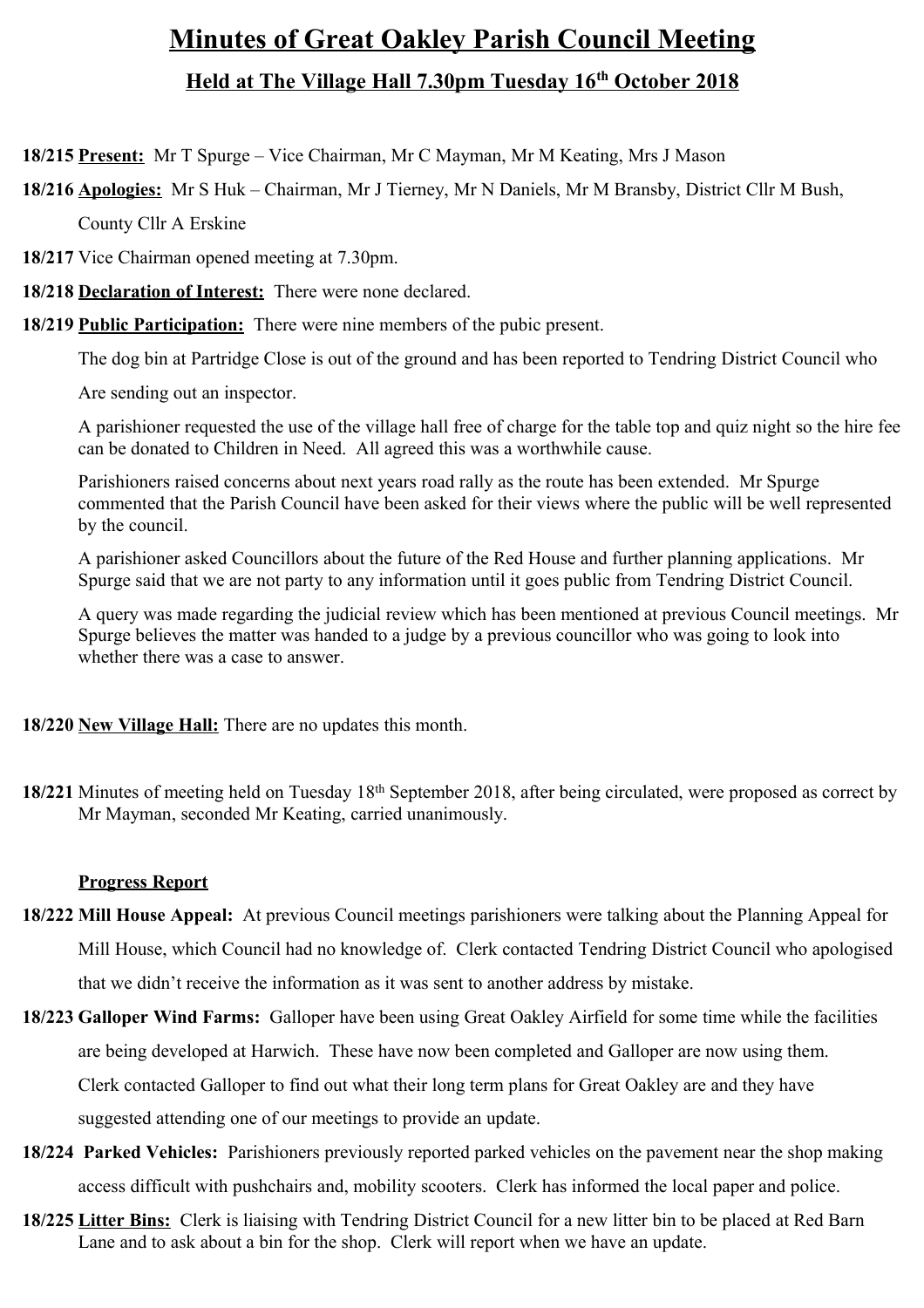# Minutes of Great Oakley Parish Council Meeting

## Held at The Village Hall 7.30pm Tuesday 16th October 2018

**18/215** **Present:** Mr T Spurge – Vice Chairman, Mr C Mayman, Mr M Keating, Mrs J Mason

**18/216** **Apologies:** Mr S Huk – Chairman, Mr J Tierney, Mr N Daniels, Mr M Bransby, District Cllr M Bush, County Cllr A Erskine

**18/217** Vice Chairman opened meeting at 7.30pm.

**18/218** **Declaration of Interest:** There were none declared.

**18/219** **Public Participation:** There were nine members of the pubic present.

The dog bin at Partridge Close is out of the ground and has been reported to Tendring District Council who Are sending out an inspector.

A parishioner requested the use of the village hall free of charge for the table top and quiz night so the hire fee can be donated to Children in Need. All agreed this was a worthwhile cause.

Parishioners raised concerns about next years road rally as the route has been extended. Mr Spurge commented that the Parish Council have been asked for their views where the public will be well represented by the council.

A parishioner asked Councillors about the future of the Red House and further planning applications. Mr Spurge said that we are not party to any information until it goes public from Tendring District Council.

A query was made regarding the judicial review which has been mentioned at previous Council meetings. Mr Spurge believes the matter was handed to a judge by a previous councillor who was going to look into whether there was a case to answer.

**18/220** **New Village Hall:** There are no updates this month.

**18/221** Minutes of meeting held on Tuesday 18th September 2018, after being circulated, were proposed as correct by Mr Mayman, seconded Mr Keating, carried unanimously.

**Progress Report**

**18/222** **Mill House Appeal:** At previous Council meetings parishioners were talking about the Planning Appeal for Mill House, which Council had no knowledge of. Clerk contacted Tendring District Council who apologised that we didn't receive the information as it was sent to another address by mistake.

**18/223** **Galloper Wind Farms:** Galloper have been using Great Oakley Airfield for some time while the facilities are being developed at Harwich. These have now been completed and Galloper are now using them. Clerk contacted Galloper to find out what their long term plans for Great Oakley are and they have suggested attending one of our meetings to provide an update.

**18/224** **Parked Vehicles:** Parishioners previously reported parked vehicles on the pavement near the shop making access difficult with pushchairs and, mobility scooters. Clerk has informed the local paper and police.

**18/225** **Litter Bins:** Clerk is liaising with Tendring District Council for a new litter bin to be placed at Red Barn Lane and to ask about a bin for the shop. Clerk will report when we have an update.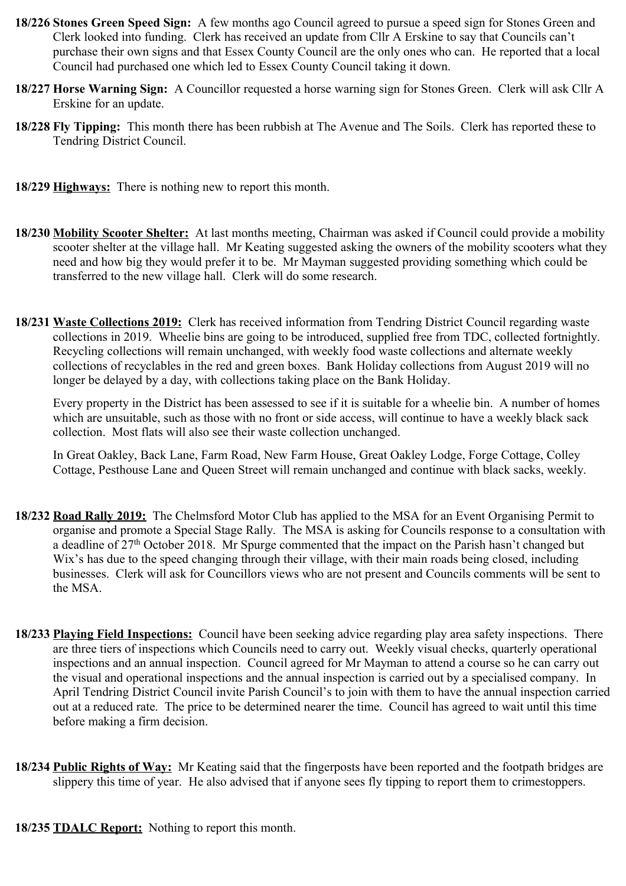**18/226 Stones Green Speed Sign:** A few months ago Council agreed to pursue a speed sign for Stones Green and Clerk looked into funding. Clerk has received an update from Cllr A Erskine to say that Councils can't purchase their own signs and that Essex County Council are the only ones who can. He reported that a local Council had purchased one which led to Essex County Council taking it down.

**18/227 Horse Warning Sign:** A Councillor requested a horse warning sign for Stones Green. Clerk will ask Cllr A Erskine for an update.

**18/228 Fly Tipping:** This month there has been rubbish at The Avenue and The Soils. Clerk has reported these to Tendring District Council.

**18/229 <u>Highways:</u>** There is nothing new to report this month.

**18/230 <u>Mobility Scooter Shelter:</u>** At last months meeting, Chairman was asked if Council could provide a mobility scooter shelter at the village hall. Mr Keating suggested asking the owners of the mobility scooters what they need and how big they would prefer it to be. Mr Mayman suggested providing something which could be transferred to the new village hall. Clerk will do some research.

**18/231 <u>Waste Collections 2019:</u>** Clerk has received information from Tendring District Council regarding waste collections in 2019. Wheelie bins are going to be introduced, supplied free from TDC, collected fortnightly. Recycling collections will remain unchanged, with weekly food waste collections and alternate weekly collections of recyclables in the red and green boxes. Bank Holiday collections from August 2019 will no longer be delayed by a day, with collections taking place on the Bank Holiday.

Every property in the District has been assessed to see if it is suitable for a wheelie bin. A number of homes which are unsuitable, such as those with no front or side access, will continue to have a weekly black sack collection. Most flats will also see their waste collection unchanged.

In Great Oakley, Back Lane, Farm Road, New Farm House, Great Oakley Lodge, Forge Cottage, Colley Cottage, Pesthouse Lane and Queen Street will remain unchanged and continue with black sacks, weekly.

**18/232 <u>Road Rally 2019:</u>** The Chelmsford Motor Club has applied to the MSA for an Event Organising Permit to organise and promote a Special Stage Rally. The MSA is asking for Councils response to a consultation with a deadline of 27th October 2018. Mr Spurge commented that the impact on the Parish hasn't changed but Wix's has due to the speed changing through their village, with their main roads being closed, including businesses. Clerk will ask for Councillors views who are not present and Councils comments will be sent to the MSA.

**18/233 <u>Playing Field Inspections:</u>** Council have been seeking advice regarding play area safety inspections. There are three tiers of inspections which Councils need to carry out. Weekly visual checks, quarterly operational inspections and an annual inspection. Council agreed for Mr Mayman to attend a course so he can carry out the visual and operational inspections and the annual inspection is carried out by a specialised company. In April Tendring District Council invite Parish Council's to join with them to have the annual inspection carried out at a reduced rate. The price to be determined nearer the time. Council has agreed to wait until this time before making a firm decision.

**18/234 <u>Public Rights of Way:</u>** Mr Keating said that the fingerposts have been reported and the footpath bridges are slippery this time of year. He also advised that if anyone sees fly tipping to report them to crimestoppers.

**18/235 <u>TDALC Report:</u>** Nothing to report this month.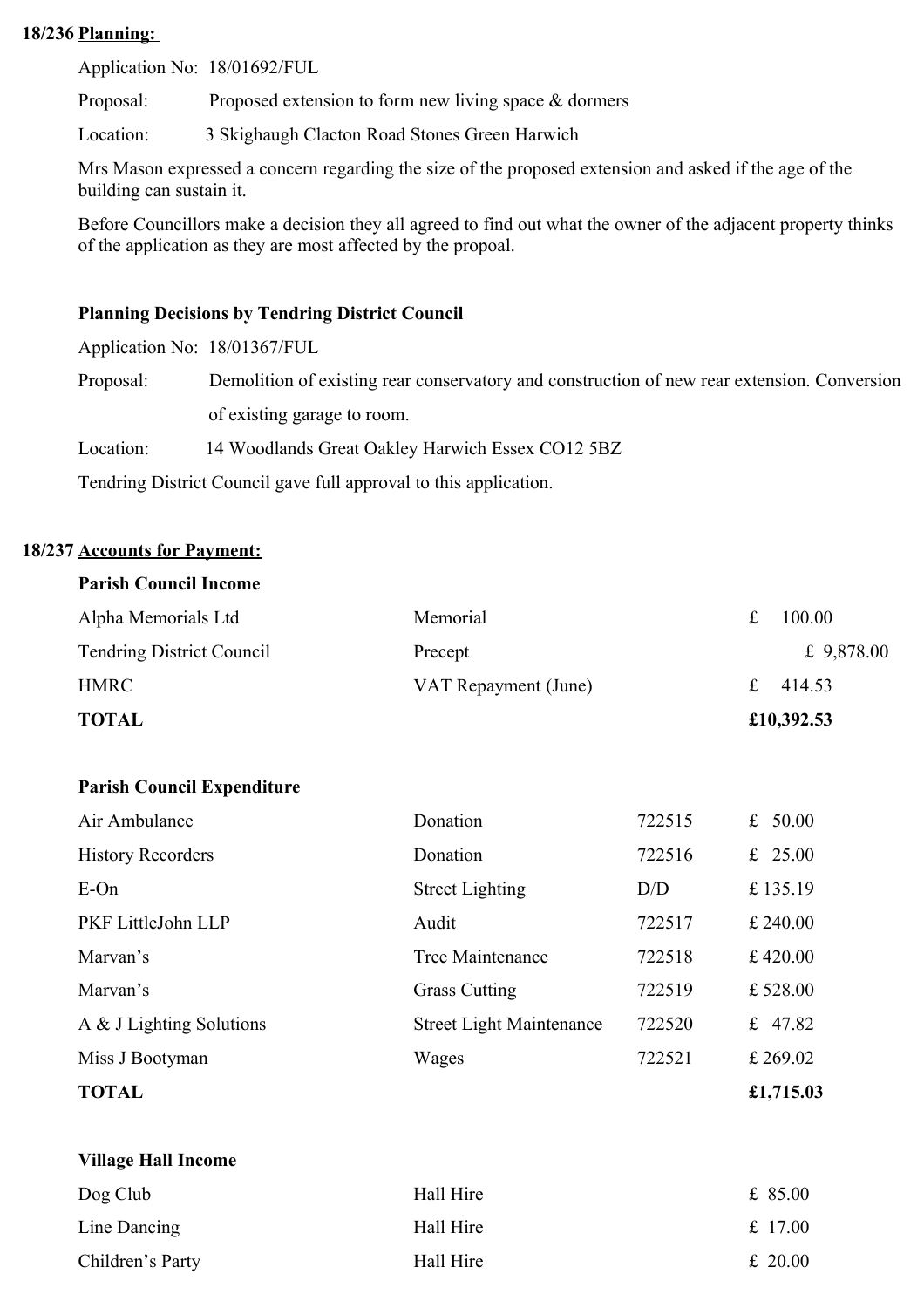**18/236 Planning:**

Application No: 18/01692/FUL

Proposal: Proposed extension to form new living space & dormers

Location: 3 Skighaugh Clacton Road Stones Green Harwich

Mrs Mason expressed a concern regarding the size of the proposed extension and asked if the age of the building can sustain it.

Before Councillors make a decision they all agreed to find out what the owner of the adjacent property thinks of the application as they are most affected by the propoal.

**Planning Decisions by Tendring District Council**

Application No: 18/01367/FUL

Proposal: Demolition of existing rear conservatory and construction of new rear extension. Conversion of existing garage to room.

Location: 14 Woodlands Great Oakley Harwich Essex CO12 5BZ

Tendring District Council gave full approval to this application.

**18/237 Accounts for Payment:**

**Parish Council Income**

| | | |
|---|---|---|
| Alpha Memorials Ltd | Memorial | £ 100.00 |
| Tendring District Council | Precept | £ 9,878.00 |
| HMRC | VAT Repayment (June) | £ 414.53 |
| **TOTAL** | | **£10,392.53** |

**Parish Council Expenditure**

| | | | |
|---|---|---|---|
| Air Ambulance | Donation | 722515 | £ 50.00 |
| History Recorders | Donation | 722516 | £ 25.00 |
| E-On | Street Lighting | D/D | £ 135.19 |
| PKF LittleJohn LLP | Audit | 722517 | £ 240.00 |
| Marvan's | Tree Maintenance | 722518 | £ 420.00 |
| Marvan's | Grass Cutting | 722519 | £ 528.00 |
| A & J Lighting Solutions | Street Light Maintenance | 722520 | £ 47.82 |
| Miss J Bootyman | Wages | 722521 | £ 269.02 |
| **TOTAL** | | | **£1,715.03** |

**Village Hall Income**

| | | |
|---|---|---|
| Dog Club | Hall Hire | £ 85.00 |
| Line Dancing | Hall Hire | £ 17.00 |
| Children's Party | Hall Hire | £ 20.00 |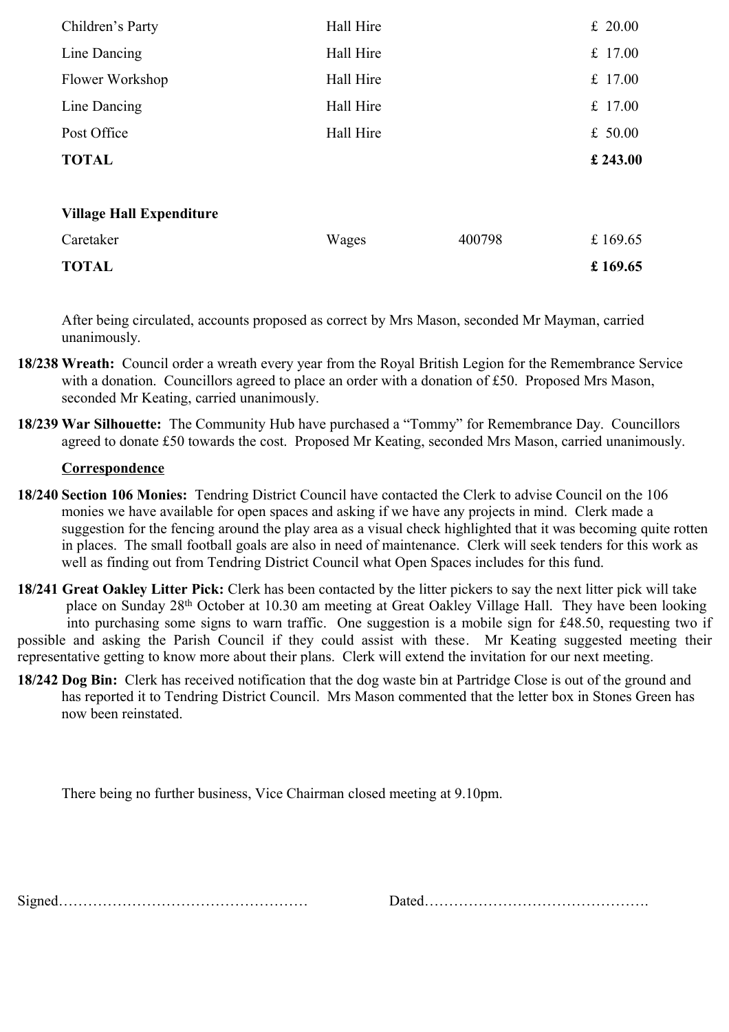| | | | |
|---|---|---|---|
| Children's Party | Hall Hire | | £ 20.00 |
| Line Dancing | Hall Hire | | £ 17.00 |
| Flower Workshop | Hall Hire | | £ 17.00 |
| Line Dancing | Hall Hire | | £ 17.00 |
| Post Office | Hall Hire | | £ 50.00 |
| **TOTAL** | | | **£ 243.00** |

**Village Hall Expenditure**

| | | | |
|---|---|---|---|
| Caretaker | Wages | 400798 | £ 169.65 |
| **TOTAL** | | | **£ 169.65** |

After being circulated, accounts proposed as correct by Mrs Mason, seconded Mr Mayman, carried unanimously.

**18/238 Wreath:** Council order a wreath every year from the Royal British Legion for the Remembrance Service with a donation. Councillors agreed to place an order with a donation of £50. Proposed Mrs Mason, seconded Mr Keating, carried unanimously.

**18/239 War Silhouette:** The Community Hub have purchased a "Tommy" for Remembrance Day. Councillors agreed to donate £50 towards the cost. Proposed Mr Keating, seconded Mrs Mason, carried unanimously.

**Correspondence**

**18/240 Section 106 Monies:** Tendring District Council have contacted the Clerk to advise Council on the 106 monies we have available for open spaces and asking if we have any projects in mind. Clerk made a suggestion for the fencing around the play area as a visual check highlighted that it was becoming quite rotten in places. The small football goals are also in need of maintenance. Clerk will seek tenders for this work as well as finding out from Tendring District Council what Open Spaces includes for this fund.

**18/241 Great Oakley Litter Pick:** Clerk has been contacted by the litter pickers to say the next litter pick will take place on Sunday 28th October at 10.30 am meeting at Great Oakley Village Hall. They have been looking into purchasing some signs to warn traffic. One suggestion is a mobile sign for £48.50, requesting two if possible and asking the Parish Council if they could assist with these. Mr Keating suggested meeting their representative getting to know more about their plans. Clerk will extend the invitation for our next meeting.

**18/242 Dog Bin:** Clerk has received notification that the dog waste bin at Partridge Close is out of the ground and has reported it to Tendring District Council. Mrs Mason commented that the letter box in Stones Green has now been reinstated.

There being no further business, Vice Chairman closed meeting at 9.10pm.

Signed…………………………………………… Dated……………………………………….